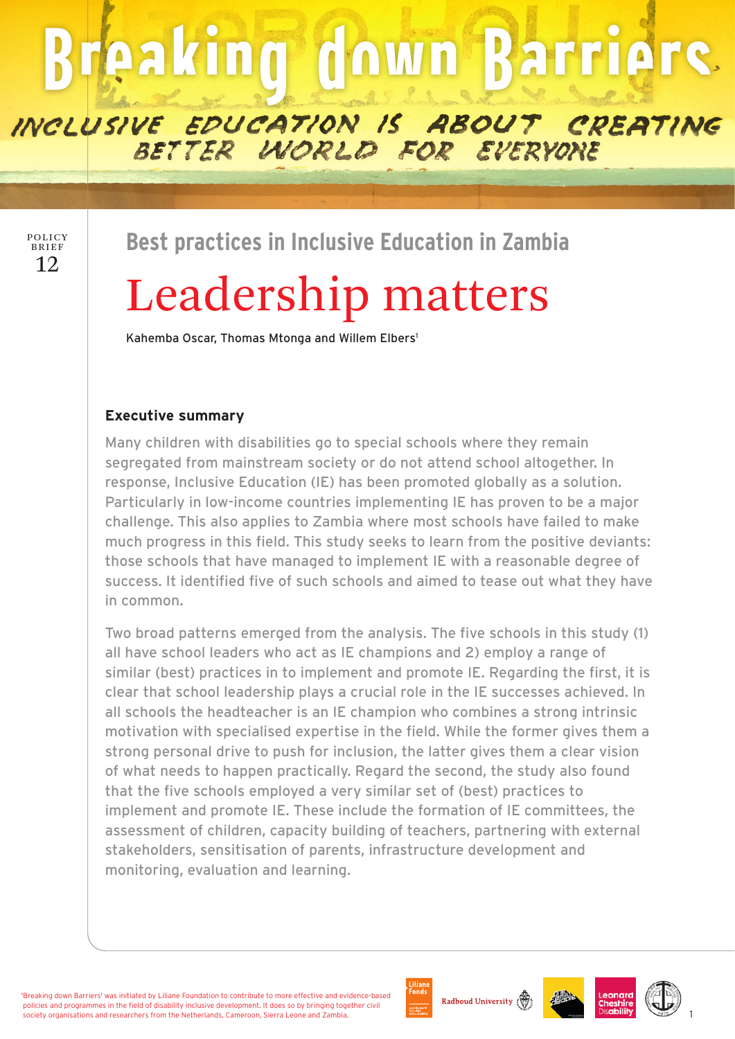# Breaking down Barriers

INCLUSIVE EDUCATION IS ABOUT CREATING BETTER WORLD FOR EVERYONE

POLICY BRIEF 12

## Best practices in Inclusive Education in Zambia

# Leadership matters

Kahemba Oscar, Thomas Mtonga and Willem Elbers[1]

### Executive summary

Many children with disabilities go to special schools where they remain segregated from mainstream society or do not attend school altogether. In response, Inclusive Education (IE) has been promoted globally as a solution. Particularly in low-income countries implementing IE has proven to be a major challenge. This also applies to Zambia where most schools have failed to make much progress in this field. This study seeks to learn from the positive deviants: those schools that have managed to implement IE with a reasonable degree of success. It identified five of such schools and aimed to tease out what they have in common.

Two broad patterns emerged from the analysis. The five schools in this study (1) all have school leaders who act as IE champions and 2) employ a range of similar (best) practices in to implement and promote IE. Regarding the first, it is clear that school leadership plays a crucial role in the IE successes achieved. In all schools the headteacher is an IE champion who combines a strong intrinsic motivation with specialised expertise in the field. While the former gives them a strong personal drive to push for inclusion, the latter gives them a clear vision of what needs to happen practically. Regard the second, the study also found that the five schools employed a very similar set of (best) practices to implement and promote IE. These include the formation of IE committees, the assessment of children, capacity building of teachers, partnering with external stakeholders, sensitisation of parents, infrastructure development and monitoring, evaluation and learning.

[1]'Breaking down Barriers' was initiated by Liliane Foundation to contribute to more effective and evidence-based policies and programmes in the field of disability inclusive development. It does so by bringing together civil society organisations and researchers from the Netherlands, Cameroon, Sierra Leone and Zambia.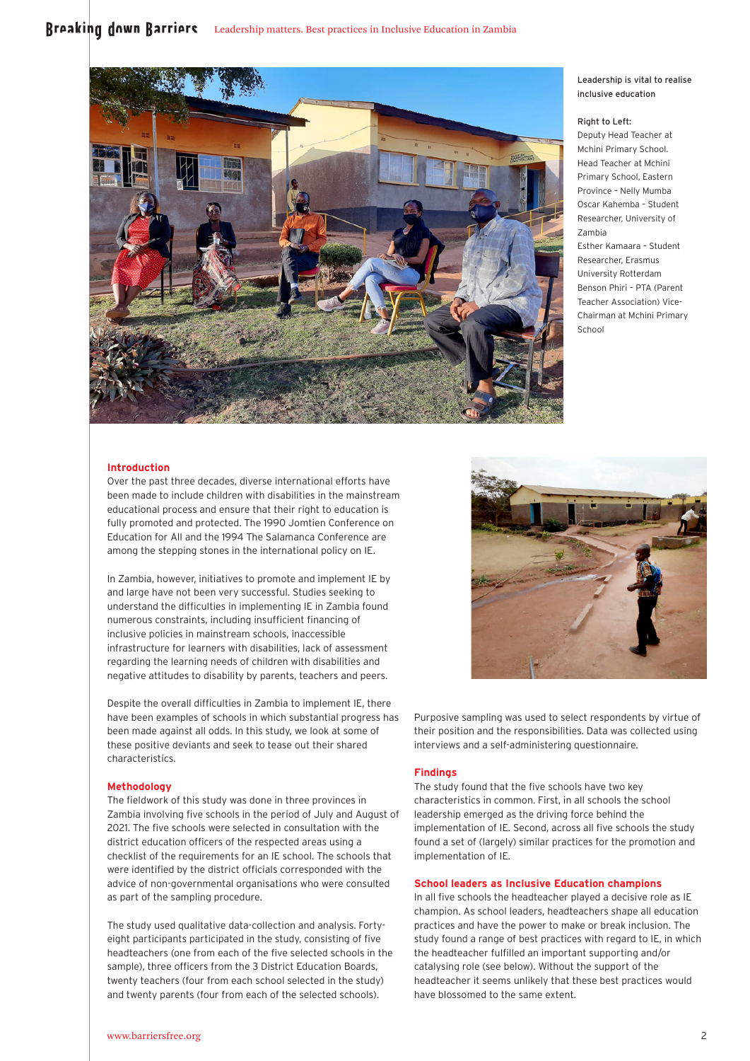**Leadership is vital to realise inclusive education**

Right to Left:
Deputy Head Teacher at Mchini Primary School.
Head Teacher at Mchini Primary School, Eastern Province – Nelly Mumba
Oscar Kahemba – Student Researcher, University of Zambia
Esther Kamaara – Student Researcher, Erasmus University Rotterdam
Benson Phiri – PTA (Parent Teacher Association) Vice-Chairman at Mchini Primary School

## Introduction

Over the past three decades, diverse international efforts have been made to include children with disabilities in the mainstream educational process and ensure that their right to education is fully promoted and protected. The 1990 Jomtien Conference on Education for All and the 1994 The Salamanca Conference are among the stepping stones in the international policy on IE.

In Zambia, however, initiatives to promote and implement IE by and large have not been very successful. Studies seeking to understand the difficulties in implementing IE in Zambia found numerous constraints, including insufficient financing of inclusive policies in mainstream schools, inaccessible infrastructure for learners with disabilities, lack of assessment regarding the learning needs of children with disabilities and negative attitudes to disability by parents, teachers and peers.

Despite the overall difficulties in Zambia to implement IE, there have been examples of schools in which substantial progress has been made against all odds. In this study, we look at some of these positive deviants and seek to tease out their shared characteristics.

## Methodology

The fieldwork of this study was done in three provinces in Zambia involving five schools in the period of July and August of 2021. The five schools were selected in consultation with the district education officers of the respected areas using a checklist of the requirements for an IE school. The schools that were identified by the district officials corresponded with the advice of non-governmental organisations who were consulted as part of the sampling procedure.

The study used qualitative data-collection and analysis. Forty-eight participants participated in the study, consisting of five headteachers (one from each of the five selected schools in the sample), three officers from the 3 District Education Boards, twenty teachers (four from each school selected in the study) and twenty parents (four from each of the selected schools).

Purposive sampling was used to select respondents by virtue of their position and the responsibilities. Data was collected using interviews and a self-administering questionnaire.

## Findings

The study found that the five schools have two key characteristics in common. First, in all schools the school leadership emerged as the driving force behind the implementation of IE. Second, across all five schools the study found a set of (largely) similar practices for the promotion and implementation of IE.

## School leaders as Inclusive Education champions

In all five schools the headteacher played a decisive role as IE champion. As school leaders, headteachers shape all education practices and have the power to make or break inclusion. The study found a range of best practices with regard to IE, in which the headteacher fulfilled an important supporting and/or catalysing role (see below). Without the support of the headteacher it seems unlikely that these best practices would have blossomed to the same extent.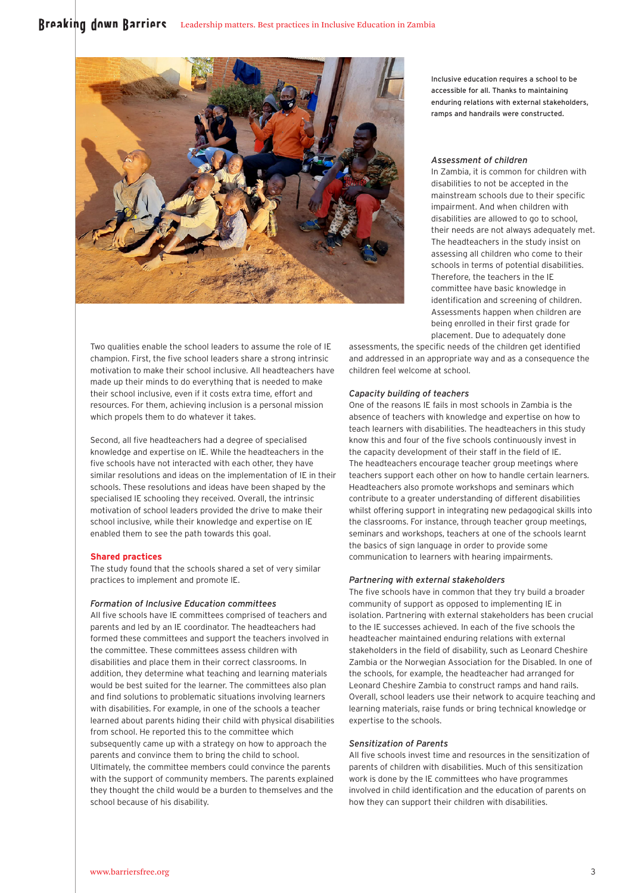Inclusive education requires a school to be accessible for all. Thanks to maintaining enduring relations with external stakeholders, ramps and handrails were constructed.

Two qualities enable the school leaders to assume the role of IE champion. First, the five school leaders share a strong intrinsic motivation to make their school inclusive. All headteachers have made up their minds to do everything that is needed to make their school inclusive, even if it costs extra time, effort and resources. For them, achieving inclusion is a personal mission which propels them to do whatever it takes.

Second, all five headteachers had a degree of specialised knowledge and expertise on IE. While the headteachers in the five schools have not interacted with each other, they have similar resolutions and ideas on the implementation of IE in their schools. These resolutions and ideas have been shaped by the specialised IE schooling they received. Overall, the intrinsic motivation of school leaders provided the drive to make their school inclusive, while their knowledge and expertise on IE enabled them to see the path towards this goal.

## Shared practices

The study found that the schools shared a set of very similar practices to implement and promote IE.

### *Formation of Inclusive Education committees*

All five schools have IE committees comprised of teachers and parents and led by an IE coordinator. The headteachers had formed these committees and support the teachers involved in the committee. These committees assess children with disabilities and place them in their correct classrooms. In addition, they determine what teaching and learning materials would be best suited for the learner. The committees also plan and find solutions to problematic situations involving learners with disabilities. For example, in one of the schools a teacher learned about parents hiding their child with physical disabilities from school. He reported this to the committee which subsequently came up with a strategy on how to approach the parents and convince them to bring the child to school. Ultimately, the committee members could convince the parents with the support of community members. The parents explained they thought the child would be a burden to themselves and the school because of his disability.

### *Assessment of children*

In Zambia, it is common for children with disabilities to not be accepted in the mainstream schools due to their specific impairment. And when children with disabilities are allowed to go to school, their needs are not always adequately met. The headteachers in the study insist on assessing all children who come to their schools in terms of potential disabilities. Therefore, the teachers in the IE committee have basic knowledge in identification and screening of children. Assessments happen when children are being enrolled in their first grade for placement. Due to adequately done assessments, the specific needs of the children get identified and addressed in an appropriate way and as a consequence the children feel welcome at school.

### *Capacity building of teachers*

One of the reasons IE fails in most schools in Zambia is the absence of teachers with knowledge and expertise on how to teach learners with disabilities. The headteachers in this study know this and four of the five schools continuously invest in the capacity development of their staff in the field of IE. The headteachers encourage teacher group meetings where teachers support each other on how to handle certain learners. Headteachers also promote workshops and seminars which contribute to a greater understanding of different disabilities whilst offering support in integrating new pedagogical skills into the classrooms. For instance, through teacher group meetings, seminars and workshops, teachers at one of the schools learnt the basics of sign language in order to provide some communication to learners with hearing impairments.

### *Partnering with external stakeholders*

The five schools have in common that they try build a broader community of support as opposed to implementing IE in isolation. Partnering with external stakeholders has been crucial to the IE successes achieved. In each of the five schools the headteacher maintained enduring relations with external stakeholders in the field of disability, such as Leonard Cheshire Zambia or the Norwegian Association for the Disabled. In one of the schools, for example, the headteacher had arranged for Leonard Cheshire Zambia to construct ramps and hand rails. Overall, school leaders use their network to acquire teaching and learning materials, raise funds or bring technical knowledge or expertise to the schools.

### *Sensitization of Parents*

All five schools invest time and resources in the sensitization of parents of children with disabilities. Much of this sensitization work is done by the IE committees who have programmes involved in child identification and the education of parents on how they can support their children with disabilities.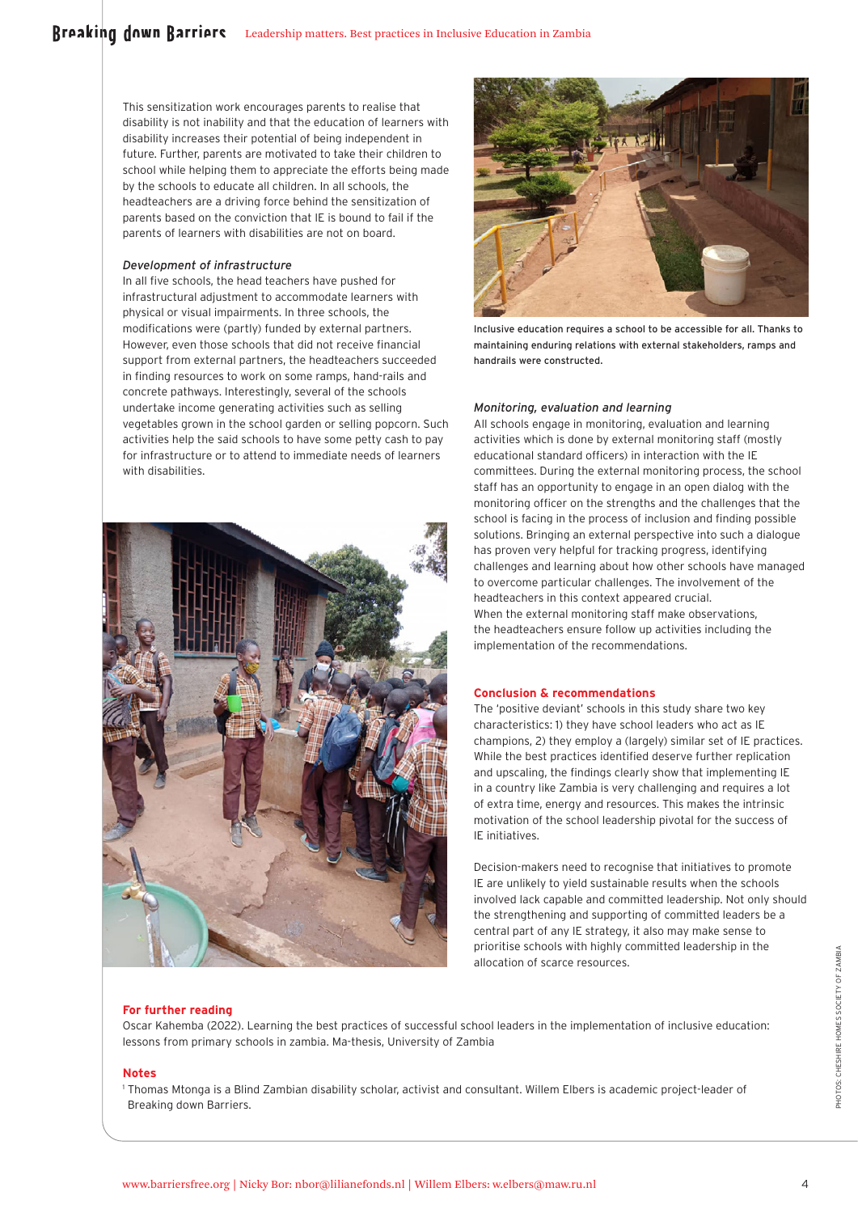This sensitization work encourages parents to realise that disability is not inability and that the education of learners with disability increases their potential of being independent in future. Further, parents are motivated to take their children to school while helping them to appreciate the efforts being made by the schools to educate all children. In all schools, the headteachers are a driving force behind the sensitization of parents based on the conviction that IE is bound to fail if the parents of learners with disabilities are not on board.

*Development of infrastructure*

In all five schools, the head teachers have pushed for infrastructural adjustment to accommodate learners with physical or visual impairments. In three schools, the modifications were (partly) funded by external partners. However, even those schools that did not receive financial support from external partners, the headteachers succeeded in finding resources to work on some ramps, hand-rails and concrete pathways. Interestingly, several of the schools undertake income generating activities such as selling vegetables grown in the school garden or selling popcorn. Such activities help the said schools to have some petty cash to pay for infrastructure or to attend to immediate needs of learners with disabilities.

Inclusive education requires a school to be accessible for all. Thanks to maintaining enduring relations with external stakeholders, ramps and handrails were constructed.

*Monitoring, evaluation and learning*

All schools engage in monitoring, evaluation and learning activities which is done by external monitoring staff (mostly educational standard officers) in interaction with the IE committees. During the external monitoring process, the school staff has an opportunity to engage in an open dialog with the monitoring officer on the strengths and the challenges that the school is facing in the process of inclusion and finding possible solutions. Bringing an external perspective into such a dialogue has proven very helpful for tracking progress, identifying challenges and learning about how other schools have managed to overcome particular challenges. The involvement of the headteachers in this context appeared crucial.
When the external monitoring staff make observations, the headteachers ensure follow up activities including the implementation of the recommendations.

## Conclusion & recommendations

The 'positive deviant' schools in this study share two key characteristics: 1) they have school leaders who act as IE champions, 2) they employ a (largely) similar set of IE practices. While the best practices identified deserve further replication and upscaling, the findings clearly show that implementing IE in a country like Zambia is very challenging and requires a lot of extra time, energy and resources. This makes the intrinsic motivation of the school leadership pivotal for the success of IE initiatives.

Decision-makers need to recognise that initiatives to promote IE are unlikely to yield sustainable results when the schools involved lack capable and committed leadership. Not only should the strengthening and supporting of committed leaders be a central part of any IE strategy, it also may make sense to prioritise schools with highly committed leadership in the allocation of scarce resources.

## For further reading

Oscar Kahemba (2022). Learning the best practices of successful school leaders in the implementation of inclusive education: lessons from primary schools in zambia. Ma-thesis, University of Zambia

## Notes

[1] Thomas Mtonga is a Blind Zambian disability scholar, activist and consultant. Willem Elbers is academic project-leader of Breaking down Barriers.

PHOTOS: CHESHIRE HOMES SOCIETY OF ZAMBIA